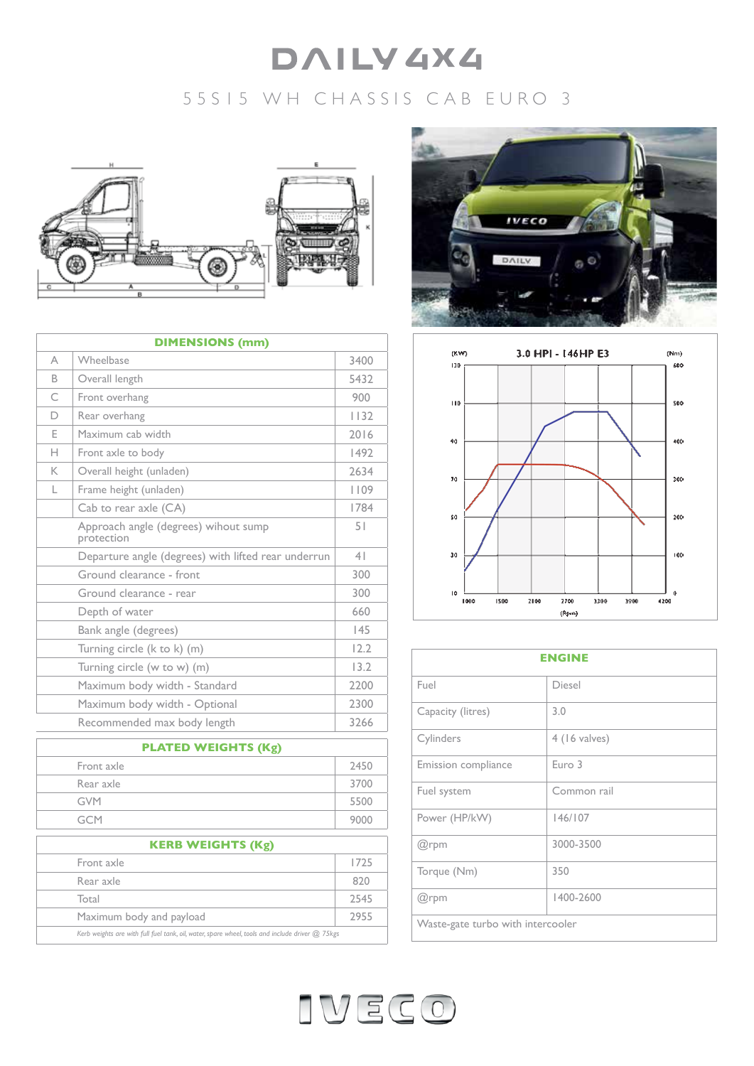# DAILY 4X4

## 55S15 WH CHASSIS CAB EURO 3

| DIMENSIONS (mm) | | |
|---|---|---|
| A | Wheelbase | 3400 |
| B | Overall length | 5432 |
| C | Front overhang | 900 |
| D | Rear overhang | 1132 |
| E | Maximum cab width | 2016 |
| H | Front axle to body | 1492 |
| K | Overall height (unladen) | 2634 |
| L | Frame height (unladen) | 1109 |
| | Cab to rear axle (CA) | 1784 |
| | Approach angle (degrees) wihout sump protection | 51 |
| | Departure angle (degrees) with lifted rear underrun | 41 |
| | Ground clearance - front | 300 |
| | Ground clearance - rear | 300 |
| | Depth of water | 660 |
| | Bank angle (degrees) | 145 |
| | Turning circle (k to k) (m) | 12.2 |
| | Turning circle (w to w) (m) | 13.2 |
| | Maximum body width - Standard | 2200 |
| | Maximum body width - Optional | 2300 |
| | Recommended max body length | 3266 |

| PLATED WEIGHTS (Kg) | |
|---|---|
| Front axle | 2450 |
| Rear axle | 3700 |
| GVM | 5500 |
| GCM | 9000 |

| KERB WEIGHTS (Kg) | |
|---|---|
| Front axle | 1725 |
| Rear axle | 820 |
| Total | 2545 |
| Maximum body and payload | 2955 |

*Kerb weights are with full fuel tank, oil, water, spare wheel, tools and include driver @ 75kgs*

3.0 HPI - 146HP E3

| ENGINE | |
|---|---|
| Fuel | Diesel |
| Capacity (litres) | 3.0 |
| Cylinders | 4 (16 valves) |
| Emission compliance | Euro 3 |
| Fuel system | Common rail |
| Power (HP/kW) | 146/107 |
| @rpm | 3000-3500 |
| Torque (Nm) | 350 |
| @rpm | 1400-2600 |
| Waste-gate turbo with intercooler | |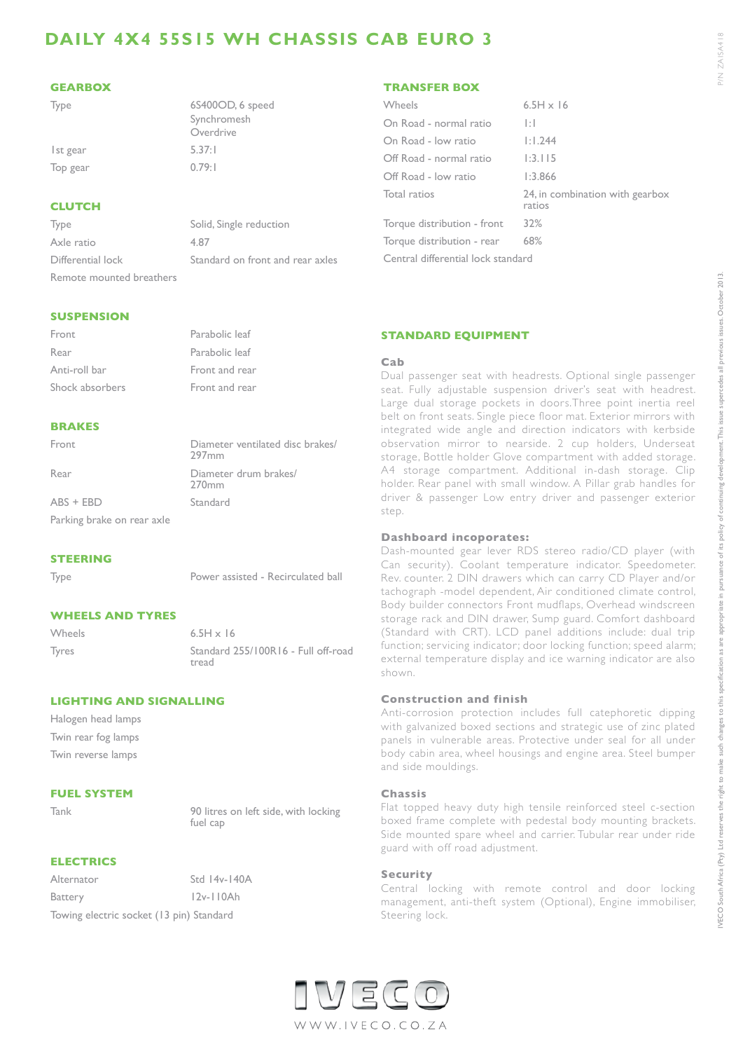# DAILY 4X4 55S15 WH CHASSIS CAB EURO 3

## GEARBOX

| | |
|---|---|
| Type | 6S400OD, 6 speed Synchromesh Overdrive |
| 1st gear | 5.37:1 |
| Top gear | 0.79:1 |

## CLUTCH

| | |
|---|---|
| Type | Solid, Single reduction |
| Axle ratio | 4.87 |
| Differential lock | Standard on front and rear axles |
| Remote mounted breathers | |

## SUSPENSION

| | |
|---|---|
| Front | Parabolic leaf |
| Rear | Parabolic leaf |
| Anti-roll bar | Front and rear |
| Shock absorbers | Front and rear |

## BRAKES

| | |
|---|---|
| Front | Diameter ventilated disc brakes/ 297mm |
| Rear | Diameter drum brakes/ 270mm |
| ABS + EBD | Standard |
| Parking brake on rear axle | |

## STEERING

| | |
|---|---|
| Type | Power assisted - Recirculated ball |

## WHEELS AND TYRES

| | |
|---|---|
| Wheels | 6.5H x 16 |
| Tyres | Standard 255/100R16 - Full off-road tread |

## LIGHTING AND SIGNALLING

Halogen head lamps

Twin rear fog lamps

Twin reverse lamps

## FUEL SYSTEM

| | |
|---|---|
| Tank | 90 litres on left side, with locking fuel cap |

## ELECTRICS

| | |
|---|---|
| Alternator | Std 14v-140A |
| Battery | 12v-110Ah |

Towing electric socket (13 pin) Standard

## TRANSFER BOX

| | |
|---|---|
| Wheels | 6.5H x 16 |
| On Road - normal ratio | 1:1 |
| On Road - low ratio | 1:1.244 |
| Off Road - normal ratio | 1:3.115 |
| Off Road - low ratio | 1:3.866 |
| Total ratios | 24, in combination with gearbox ratios |
| Torque distribution - front | 32% |
| Torque distribution - rear | 68% |

Central differential lock standard

## STANDARD EQUIPMENT

### Cab

Dual passenger seat with headrests. Optional single passenger seat. Fully adjustable suspension driver's seat with headrest. Large dual storage pockets in doors.Three point inertia reel belt on front seats. Single piece floor mat. Exterior mirrors with integrated wide angle and direction indicators with kerbside observation mirror to nearside. 2 cup holders, Underseat storage, Bottle holder Glove compartment with added storage. A4 storage compartment. Additional in-dash storage. Clip holder. Rear panel with small window. A Pillar grab handles for driver & passenger Low entry driver and passenger exterior step.

### Dashboard incoporates:

Dash-mounted gear lever RDS stereo radio/CD player (with Can security). Coolant temperature indicator. Speedometer. Rev. counter. 2 DIN drawers which can carry CD Player and/or tachograph -model dependent, Air conditioned climate control, Body builder connectors Front mudflaps, Overhead windscreen storage rack and DIN drawer, Sump guard. Comfort dashboard (Standard with CRT). LCD panel additions include: dual trip function; servicing indicator; door locking function; speed alarm; external temperature display and ice warning indicator are also shown.

### Construction and finish

Anti-corrosion protection includes full cataphoretic dipping with galvanized boxed sections and strategic use of zinc plated panels in vulnerable areas. Protective under seal for all under body cabin area, wheel housings and engine area. Steel bumper and side mouldings.

### Chassis

Flat topped heavy duty high tensile reinforced steel c-section boxed frame complete with pedestal body mounting brackets. Side mounted spare wheel and carrier. Tubular rear under ride guard with off road adjustment.

### Security

Central locking with remote control and door locking management, anti-theft system (Optional), Engine immobiliser, Steering lock.

IVECO South Africa (Pty) Ltd reserves the right to make such changes to this specification as are appropriate in pursuance of its policy of continuing development. This issue supercedes all previous issues. October 2013.

P/N ZA15A418

IVECO

WWW.IVECO.CO.ZA